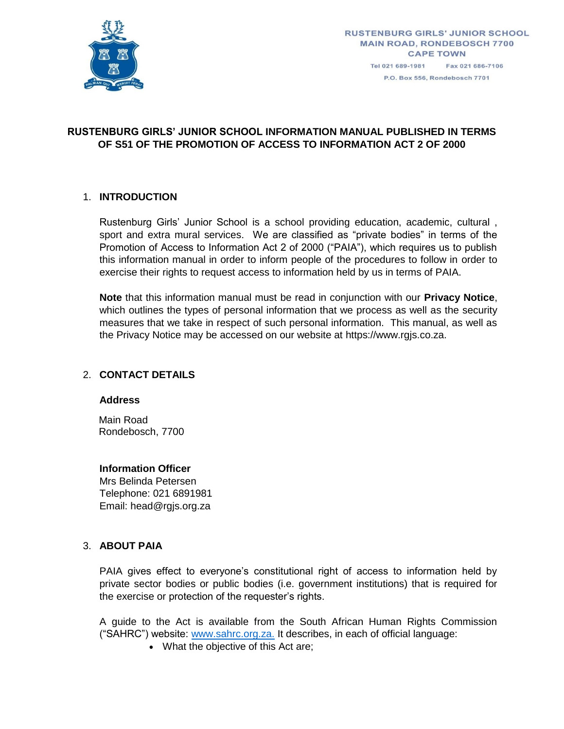RUSTENBURG GIRLS' JUNIOR SCHOOL
MAIN ROAD, RONDEBOSCH 7700
CAPE TOWN

Tel 021 689-1981 Fax 021 686-7106

P.O. Box 556, Rondebosch 7701

# RUSTENBURG GIRLS' JUNIOR SCHOOL INFORMATION MANUAL PUBLISHED IN TERMS OF S51 OF THE PROMOTION OF ACCESS TO INFORMATION ACT 2 OF 2000

## 1. INTRODUCTION

Rustenburg Girls' Junior School is a school providing education, academic, cultural , sport and extra mural services. We are classified as "private bodies" in terms of the Promotion of Access to Information Act 2 of 2000 ("PAIA"), which requires us to publish this information manual in order to inform people of the procedures to follow in order to exercise their rights to request access to information held by us in terms of PAIA.

**Note** that this information manual must be read in conjunction with our **Privacy Notice**, which outlines the types of personal information that we process as well as the security measures that we take in respect of such personal information. This manual, as well as the Privacy Notice may be accessed on our website at https://www.rgjs.co.za.

## 2. CONTACT DETAILS

**Address**

Main Road
Rondebosch, 7700

**Information Officer**
Mrs Belinda Petersen
Telephone: 021 6891981
Email: head@rgjs.org.za

## 3. ABOUT PAIA

PAIA gives effect to everyone's constitutional right of access to information held by private sector bodies or public bodies (i.e. government institutions) that is required for the exercise or protection of the requester's rights.

A guide to the Act is available from the South African Human Rights Commission ("SAHRC") website: www.sahrc.org.za. It describes, in each of official language:

- What the objective of this Act are;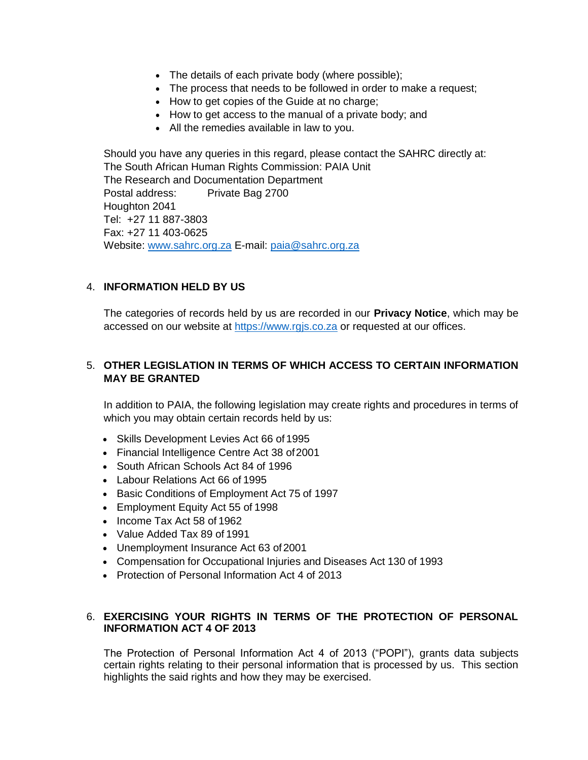- The details of each private body (where possible);
- The process that needs to be followed in order to make a request;
- How to get copies of the Guide at no charge;
- How to get access to the manual of a private body; and
- All the remedies available in law to you.

Should you have any queries in this regard, please contact the SAHRC directly at:
The South African Human Rights Commission: PAIA Unit
The Research and Documentation Department
Postal address: Private Bag 2700
Houghton 2041
Tel: +27 11 887-3803
Fax: +27 11 403-0625
Website: [www.sahrc.org.za](http://www.sahrc.org.za) E-mail: [paia@sahrc.org.za](mailto:paia@sahrc.org.za)

## 4. INFORMATION HELD BY US

The categories of records held by us are recorded in our **Privacy Notice**, which may be accessed on our website at [https://www.rgjs.co.za](https://www.rgjs.co.za) or requested at our offices.

## 5. OTHER LEGISLATION IN TERMS OF WHICH ACCESS TO CERTAIN INFORMATION MAY BE GRANTED

In addition to PAIA, the following legislation may create rights and procedures in terms of which you may obtain certain records held by us:

- Skills Development Levies Act 66 of 1995
- Financial Intelligence Centre Act 38 of 2001
- South African Schools Act 84 of 1996
- Labour Relations Act 66 of 1995
- Basic Conditions of Employment Act 75 of 1997
- Employment Equity Act 55 of 1998
- Income Tax Act 58 of 1962
- Value Added Tax 89 of 1991
- Unemployment Insurance Act 63 of 2001
- Compensation for Occupational Injuries and Diseases Act 130 of 1993
- Protection of Personal Information Act 4 of 2013

## 6. EXERCISING YOUR RIGHTS IN TERMS OF THE PROTECTION OF PERSONAL INFORMATION ACT 4 OF 2013

The Protection of Personal Information Act 4 of 2013 ("POPI"), grants data subjects certain rights relating to their personal information that is processed by us. This section highlights the said rights and how they may be exercised.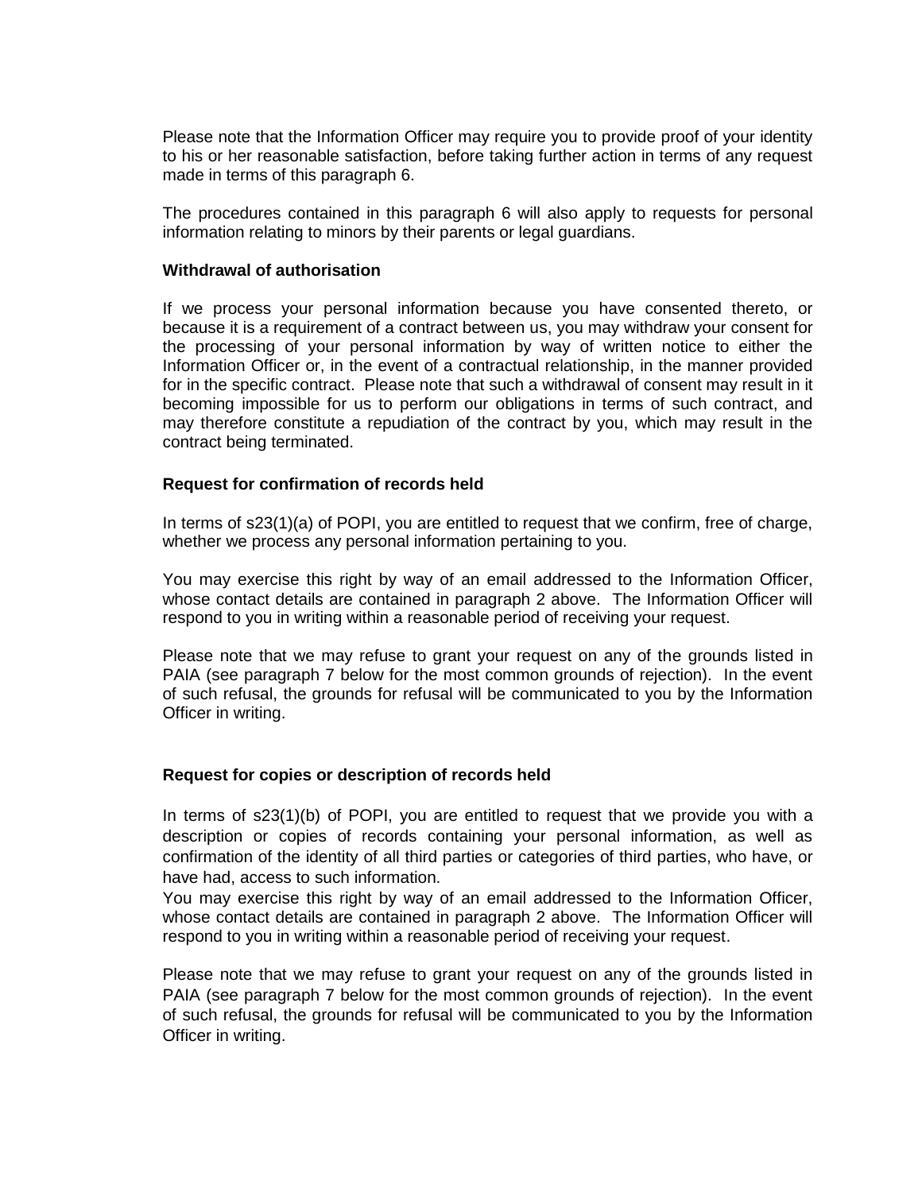Please note that the Information Officer may require you to provide proof of your identity to his or her reasonable satisfaction, before taking further action in terms of any request made in terms of this paragraph 6.

The procedures contained in this paragraph 6 will also apply to requests for personal information relating to minors by their parents or legal guardians.

**Withdrawal of authorisation**

If we process your personal information because you have consented thereto, or because it is a requirement of a contract between us, you may withdraw your consent for the processing of your personal information by way of written notice to either the Information Officer or, in the event of a contractual relationship, in the manner provided for in the specific contract. Please note that such a withdrawal of consent may result in it becoming impossible for us to perform our obligations in terms of such contract, and may therefore constitute a repudiation of the contract by you, which may result in the contract being terminated.

**Request for confirmation of records held**

In terms of s23(1)(a) of POPI, you are entitled to request that we confirm, free of charge, whether we process any personal information pertaining to you.

You may exercise this right by way of an email addressed to the Information Officer, whose contact details are contained in paragraph 2 above. The Information Officer will respond to you in writing within a reasonable period of receiving your request.

Please note that we may refuse to grant your request on any of the grounds listed in PAIA (see paragraph 7 below for the most common grounds of rejection). In the event of such refusal, the grounds for refusal will be communicated to you by the Information Officer in writing.

**Request for copies or description of records held**

In terms of s23(1)(b) of POPI, you are entitled to request that we provide you with a description or copies of records containing your personal information, as well as confirmation of the identity of all third parties or categories of third parties, who have, or have had, access to such information.
You may exercise this right by way of an email addressed to the Information Officer, whose contact details are contained in paragraph 2 above. The Information Officer will respond to you in writing within a reasonable period of receiving your request.

Please note that we may refuse to grant your request on any of the grounds listed in PAIA (see paragraph 7 below for the most common grounds of rejection). In the event of such refusal, the grounds for refusal will be communicated to you by the Information Officer in writing.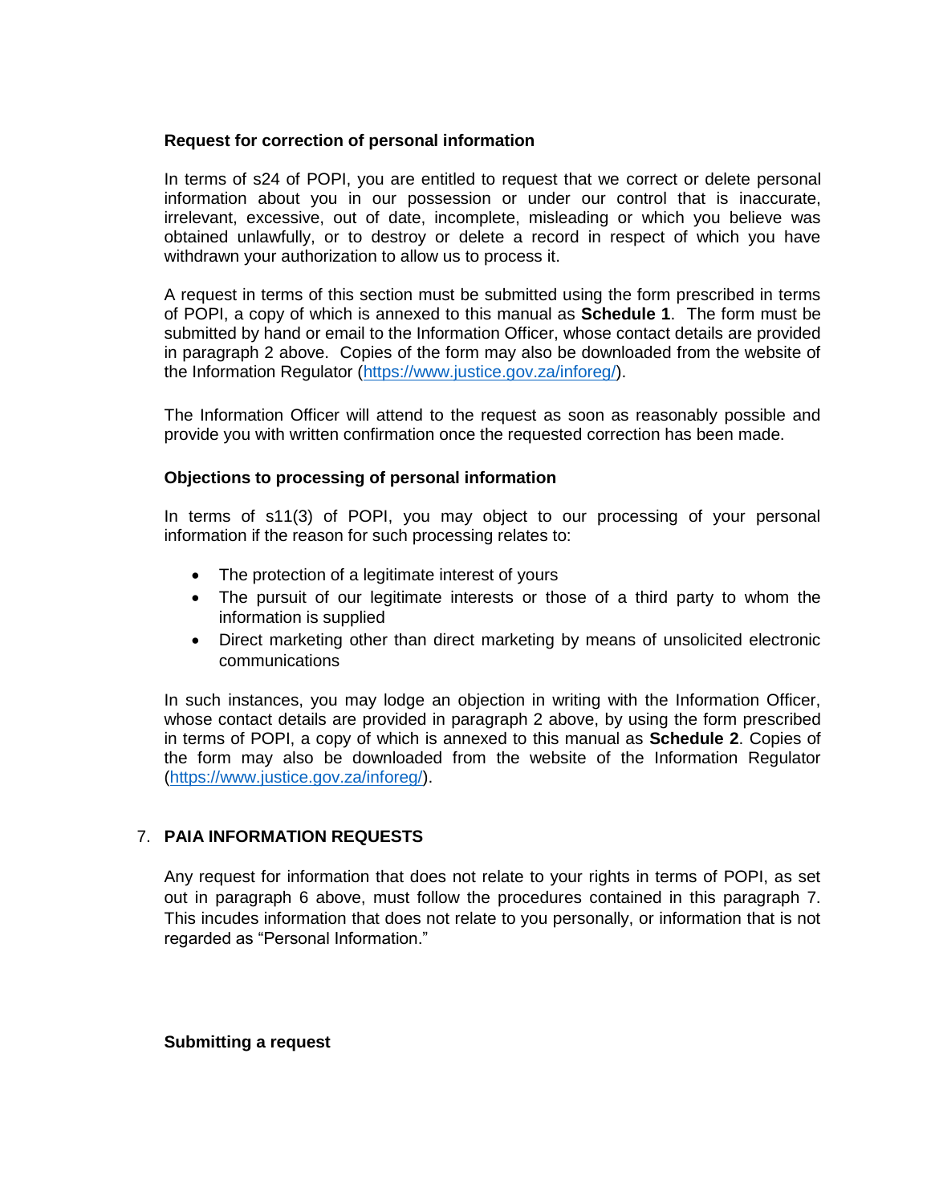**Request for correction of personal information**

In terms of s24 of POPI, you are entitled to request that we correct or delete personal information about you in our possession or under our control that is inaccurate, irrelevant, excessive, out of date, incomplete, misleading or which you believe was obtained unlawfully, or to destroy or delete a record in respect of which you have withdrawn your authorization to allow us to process it.

A request in terms of this section must be submitted using the form prescribed in terms of POPI, a copy of which is annexed to this manual as **Schedule 1**. The form must be submitted by hand or email to the Information Officer, whose contact details are provided in paragraph 2 above. Copies of the form may also be downloaded from the website of the Information Regulator (https://www.justice.gov.za/inforeg/).

The Information Officer will attend to the request as soon as reasonably possible and provide you with written confirmation once the requested correction has been made.

**Objections to processing of personal information**

In terms of s11(3) of POPI, you may object to our processing of your personal information if the reason for such processing relates to:

- The protection of a legitimate interest of yours
- The pursuit of our legitimate interests or those of a third party to whom the information is supplied
- Direct marketing other than direct marketing by means of unsolicited electronic communications

In such instances, you may lodge an objection in writing with the Information Officer, whose contact details are provided in paragraph 2 above, by using the form prescribed in terms of POPI, a copy of which is annexed to this manual as **Schedule 2**. Copies of the form may also be downloaded from the website of the Information Regulator (https://www.justice.gov.za/inforeg/).

## 7. PAIA INFORMATION REQUESTS

Any request for information that does not relate to your rights in terms of POPI, as set out in paragraph 6 above, must follow the procedures contained in this paragraph 7. This incudes information that does not relate to you personally, or information that is not regarded as "Personal Information."

**Submitting a request**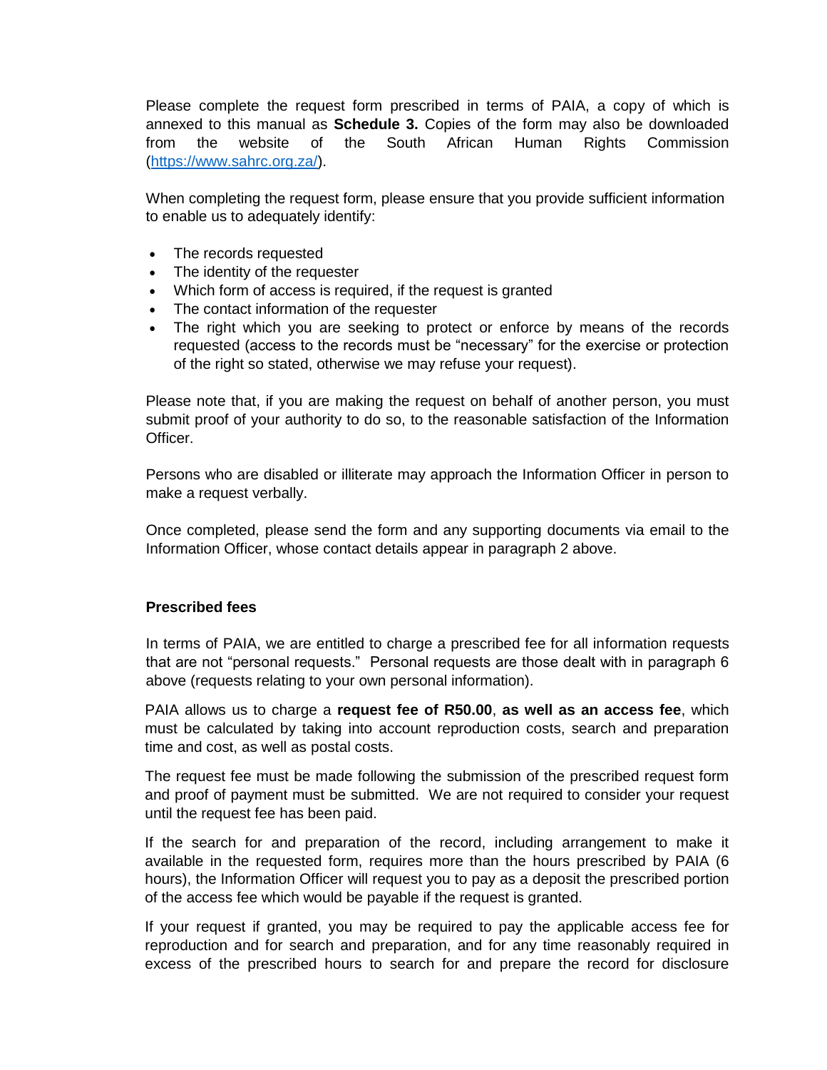Please complete the request form prescribed in terms of PAIA, a copy of which is annexed to this manual as **Schedule 3.** Copies of the form may also be downloaded from the website of the South African Human Rights Commission ([https://www.sahrc.org.za/](https://www.sahrc.org.za/)).

When completing the request form, please ensure that you provide sufficient information to enable us to adequately identify:

- The records requested
- The identity of the requester
- Which form of access is required, if the request is granted
- The contact information of the requester
- The right which you are seeking to protect or enforce by means of the records requested (access to the records must be "necessary" for the exercise or protection of the right so stated, otherwise we may refuse your request).

Please note that, if you are making the request on behalf of another person, you must submit proof of your authority to do so, to the reasonable satisfaction of the Information Officer.

Persons who are disabled or illiterate may approach the Information Officer in person to make a request verbally.

Once completed, please send the form and any supporting documents via email to the Information Officer, whose contact details appear in paragraph 2 above.

**Prescribed fees**

In terms of PAIA, we are entitled to charge a prescribed fee for all information requests that are not "personal requests." Personal requests are those dealt with in paragraph 6 above (requests relating to your own personal information).

PAIA allows us to charge a **request fee of R50.00**, **as well as an access fee**, which must be calculated by taking into account reproduction costs, search and preparation time and cost, as well as postal costs.

The request fee must be made following the submission of the prescribed request form and proof of payment must be submitted. We are not required to consider your request until the request fee has been paid.

If the search for and preparation of the record, including arrangement to make it available in the requested form, requires more than the hours prescribed by PAIA (6 hours), the Information Officer will request you to pay as a deposit the prescribed portion of the access fee which would be payable if the request is granted.

If your request if granted, you may be required to pay the applicable access fee for reproduction and for search and preparation, and for any time reasonably required in excess of the prescribed hours to search for and prepare the record for disclosure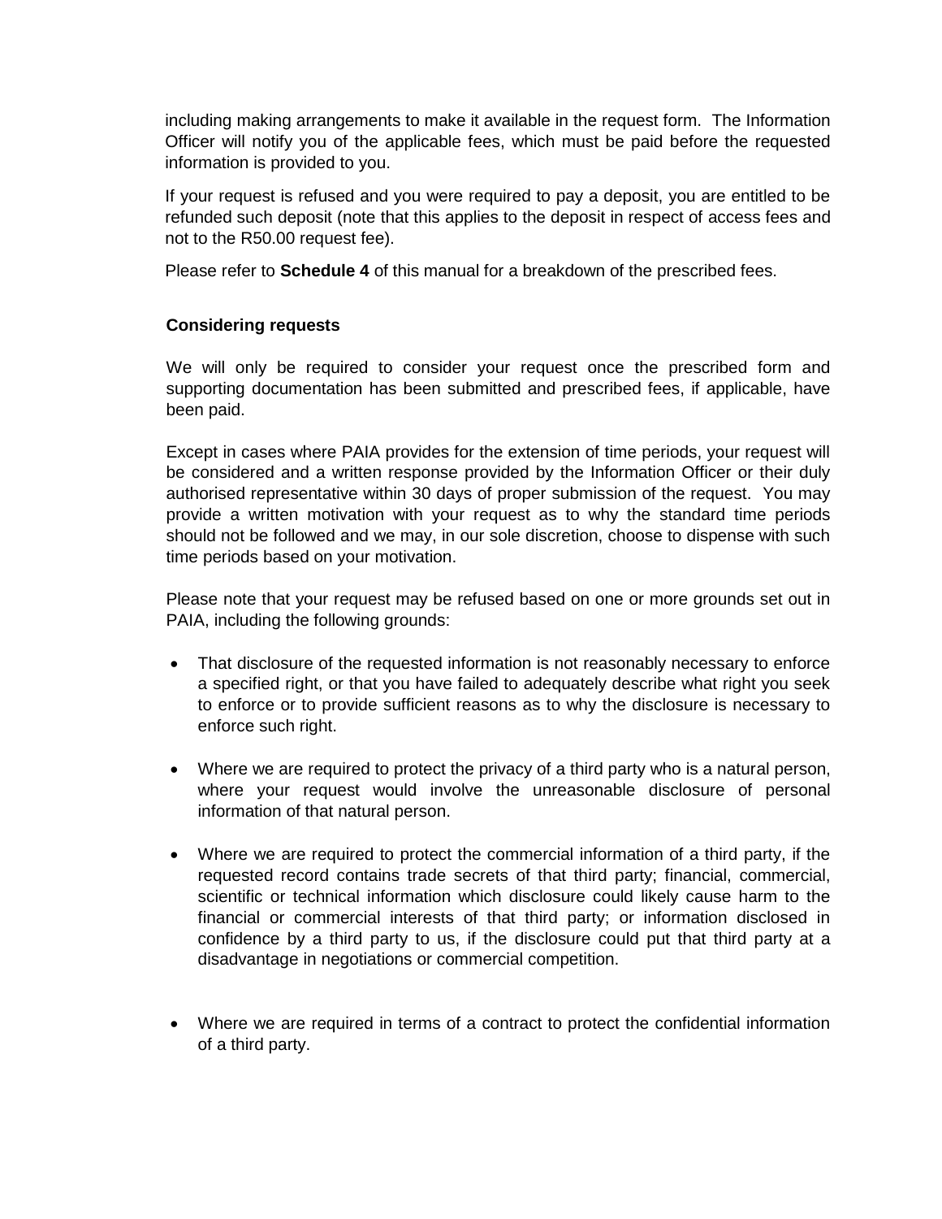including making arrangements to make it available in the request form. The Information Officer will notify you of the applicable fees, which must be paid before the requested information is provided to you.

If your request is refused and you were required to pay a deposit, you are entitled to be refunded such deposit (note that this applies to the deposit in respect of access fees and not to the R50.00 request fee).

Please refer to **Schedule 4** of this manual for a breakdown of the prescribed fees.

**Considering requests**

We will only be required to consider your request once the prescribed form and supporting documentation has been submitted and prescribed fees, if applicable, have been paid.

Except in cases where PAIA provides for the extension of time periods, your request will be considered and a written response provided by the Information Officer or their duly authorised representative within 30 days of proper submission of the request. You may provide a written motivation with your request as to why the standard time periods should not be followed and we may, in our sole discretion, choose to dispense with such time periods based on your motivation.

Please note that your request may be refused based on one or more grounds set out in PAIA, including the following grounds:

- That disclosure of the requested information is not reasonably necessary to enforce a specified right, or that you have failed to adequately describe what right you seek to enforce or to provide sufficient reasons as to why the disclosure is necessary to enforce such right.

- Where we are required to protect the privacy of a third party who is a natural person, where your request would involve the unreasonable disclosure of personal information of that natural person.

- Where we are required to protect the commercial information of a third party, if the requested record contains trade secrets of that third party; financial, commercial, scientific or technical information which disclosure could likely cause harm to the financial or commercial interests of that third party; or information disclosed in confidence by a third party to us, if the disclosure could put that third party at a disadvantage in negotiations or commercial competition.

- Where we are required in terms of a contract to protect the confidential information of a third party.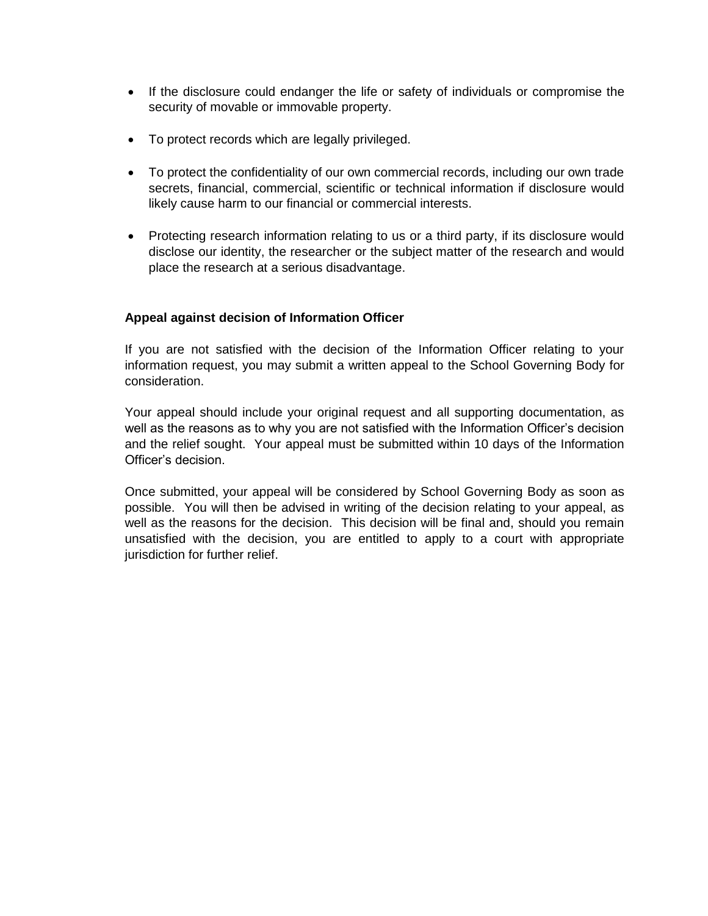- If the disclosure could endanger the life or safety of individuals or compromise the security of movable or immovable property.
- To protect records which are legally privileged.
- To protect the confidentiality of our own commercial records, including our own trade secrets, financial, commercial, scientific or technical information if disclosure would likely cause harm to our financial or commercial interests.
- Protecting research information relating to us or a third party, if its disclosure would disclose our identity, the researcher or the subject matter of the research and would place the research at a serious disadvantage.

**Appeal against decision of Information Officer**

If you are not satisfied with the decision of the Information Officer relating to your information request, you may submit a written appeal to the School Governing Body for consideration.

Your appeal should include your original request and all supporting documentation, as well as the reasons as to why you are not satisfied with the Information Officer's decision and the relief sought. Your appeal must be submitted within 10 days of the Information Officer's decision.

Once submitted, your appeal will be considered by School Governing Body as soon as possible. You will then be advised in writing of the decision relating to your appeal, as well as the reasons for the decision. This decision will be final and, should you remain unsatisfied with the decision, you are entitled to apply to a court with appropriate jurisdiction for further relief.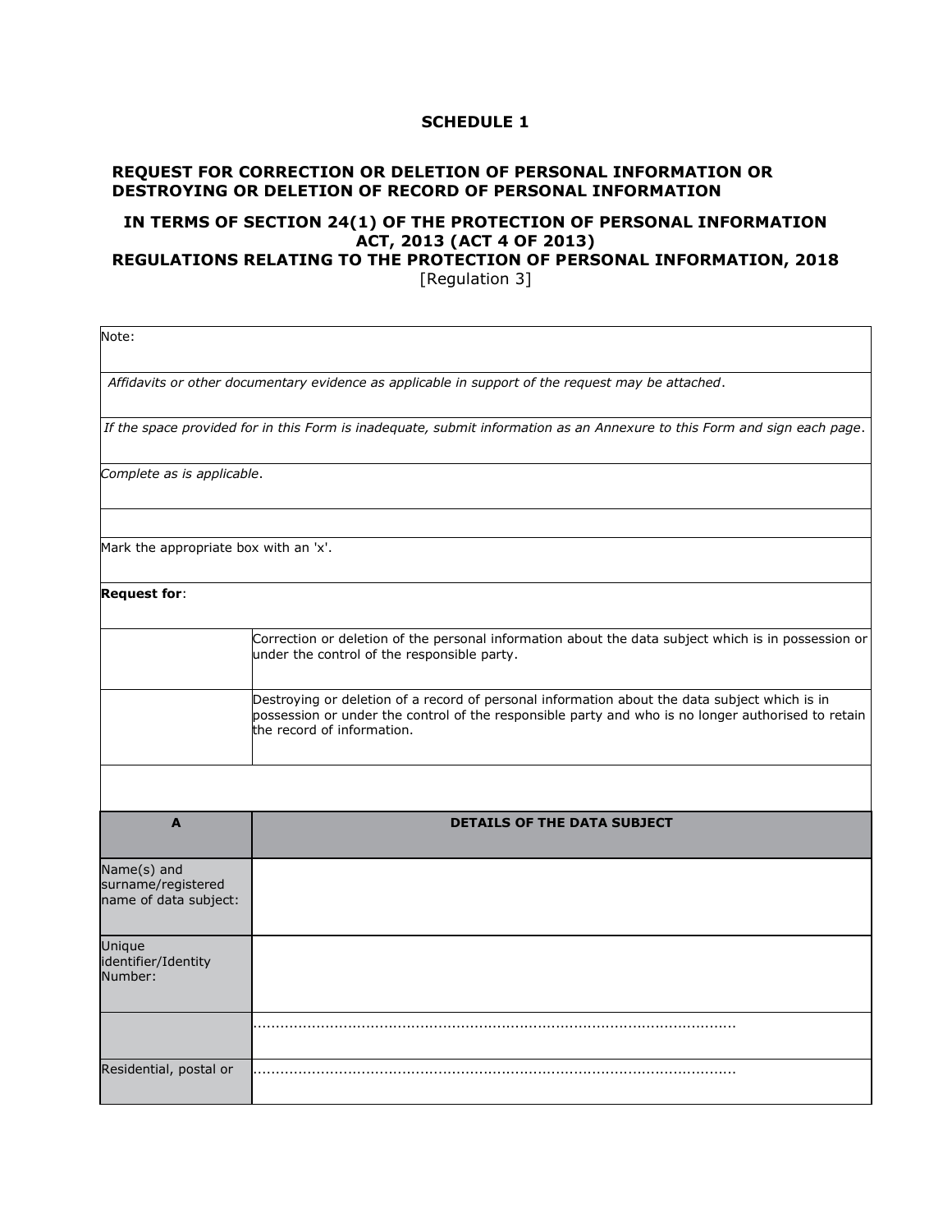**SCHEDULE 1**

**REQUEST FOR CORRECTION OR DELETION OF PERSONAL INFORMATION OR DESTROYING OR DELETION OF RECORD OF PERSONAL INFORMATION**

**IN TERMS OF SECTION 24(1) OF THE PROTECTION OF PERSONAL INFORMATION ACT, 2013 (ACT 4 OF 2013)**
**REGULATIONS RELATING TO THE PROTECTION OF PERSONAL INFORMATION, 2018**
[Regulation 3]

| Note: | |
|---|---|
| *Affidavits or other documentary evidence as applicable in support of the request may be attached.* | |
| *If the space provided for in this Form is inadequate, submit information as an Annexure to this Form and sign each page.* | |
| *Complete as is applicable.* | |
| | |
| Mark the appropriate box with an 'x'. | |
| **Request for**: | |
| | Correction or deletion of the personal information about the data subject which is in possession or under the control of the responsible party. |
| | Destroying or deletion of a record of personal information about the data subject which is in possession or under the control of the responsible party and who is no longer authorised to retain the record of information. |
| | |

| **A** | **DETAILS OF THE DATA SUBJECT** |
|---|---|
| Name(s) and surname/registered name of data subject: | |
| Unique identifier/Identity Number: | |
| | ........................................................................................................... |
| Residential, postal or | ........................................................................................................... |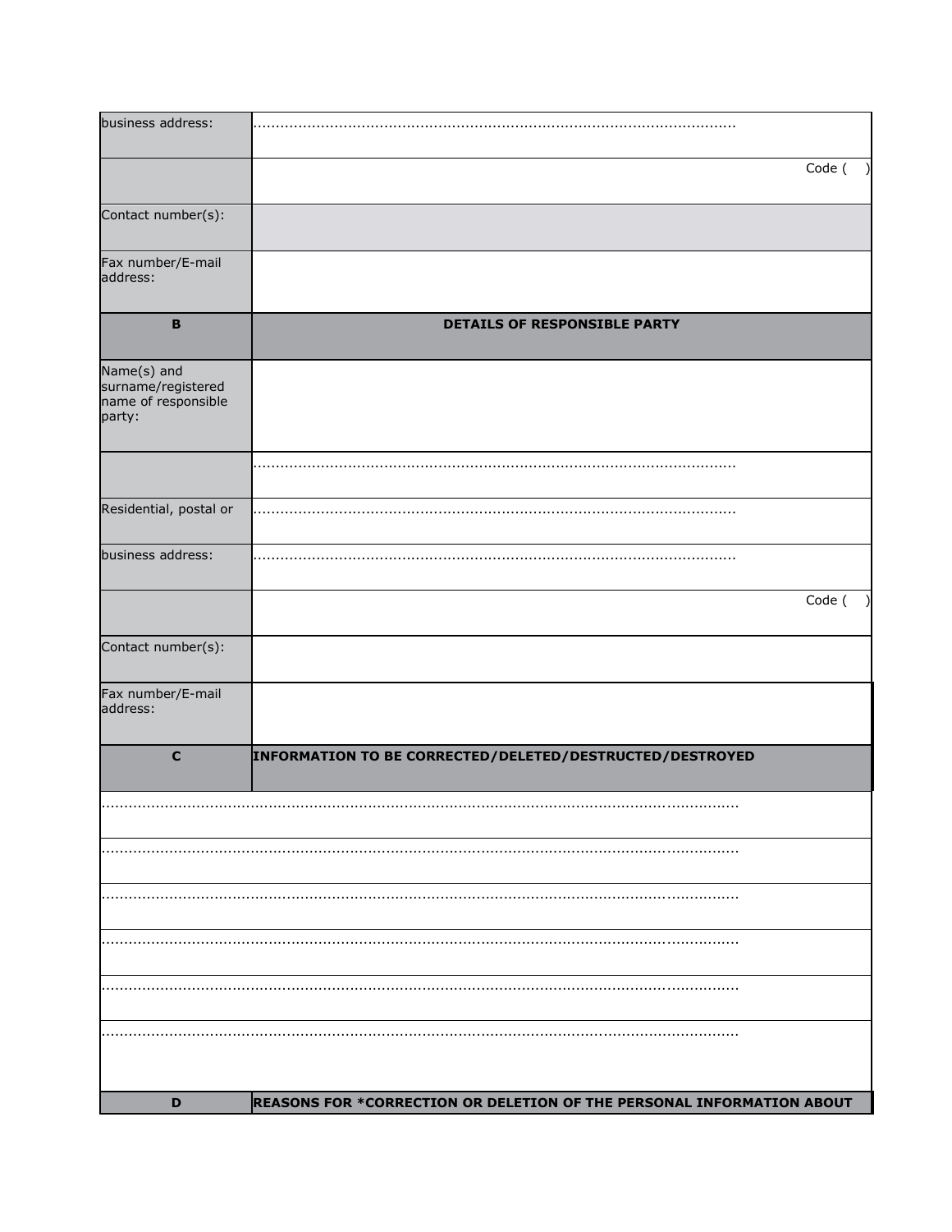| | |
|---|---|
| business address: | .......................................................................................................... |
| | Code ( ) |
| Contact number(s): | |
| Fax number/E-mail address: | |
| **B** | **DETAILS OF RESPONSIBLE PARTY** |
| Name(s) and surname/registered name of responsible party: | |
| | .......................................................................................................... |
| Residential, postal or | .......................................................................................................... |
| business address: | .......................................................................................................... |
| | Code ( ) |
| Contact number(s): | |
| Fax number/E-mail address: | |
| **C** | **INFORMATION TO BE CORRECTED/DELETED/DESTRUCTED/DESTROYED** |
| .......................................................................................................................................... | |
| .......................................................................................................................................... | |
| .......................................................................................................................................... | |
| .......................................................................................................................................... | |
| .......................................................................................................................................... | |
| .......................................................................................................................................... | |
| **D** | **REASONS FOR *CORRECTION OR DELETION OF THE PERSONAL INFORMATION ABOUT** |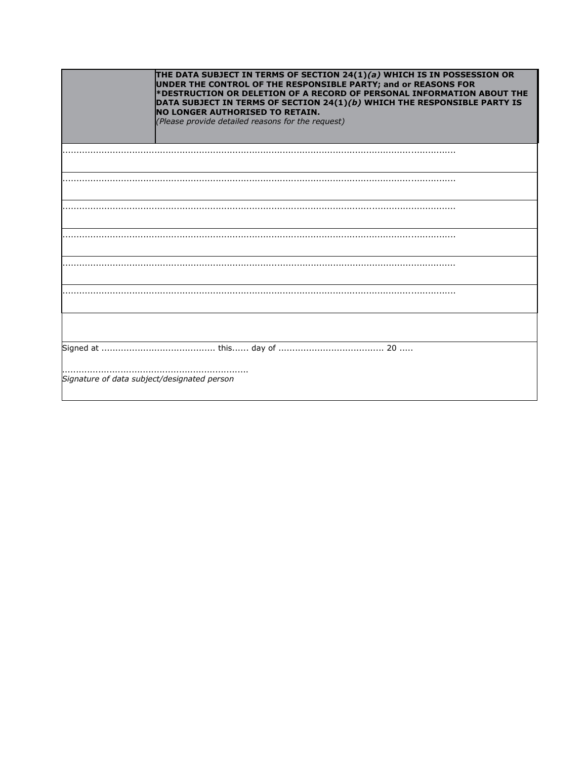| | **THE DATA SUBJECT IN TERMS OF SECTION 24(1)*(a)* WHICH IS IN POSSESSION OR UNDER THE CONTROL OF THE RESPONSIBLE PARTY; and or REASONS FOR *DESTRUCTION OR DELETION OF A RECORD OF PERSONAL INFORMATION ABOUT THE DATA SUBJECT IN TERMS OF SECTION 24(1)*(b)* WHICH THE RESPONSIBLE PARTY IS NO LONGER AUTHORISED TO RETAIN.**<br>*(Please provide detailed reasons for the request)* |
|---|---|
| ........................................................................................................................................... | |
| ........................................................................................................................................... | |
| ........................................................................................................................................... | |
| ........................................................................................................................................... | |
| ........................................................................................................................................... | |
| ........................................................................................................................................... | |
| | |
| Signed at ......................................... this...... day of ...................................... 20 .....<br><br>..................................................................<br>*Signature of data subject/designated person* | |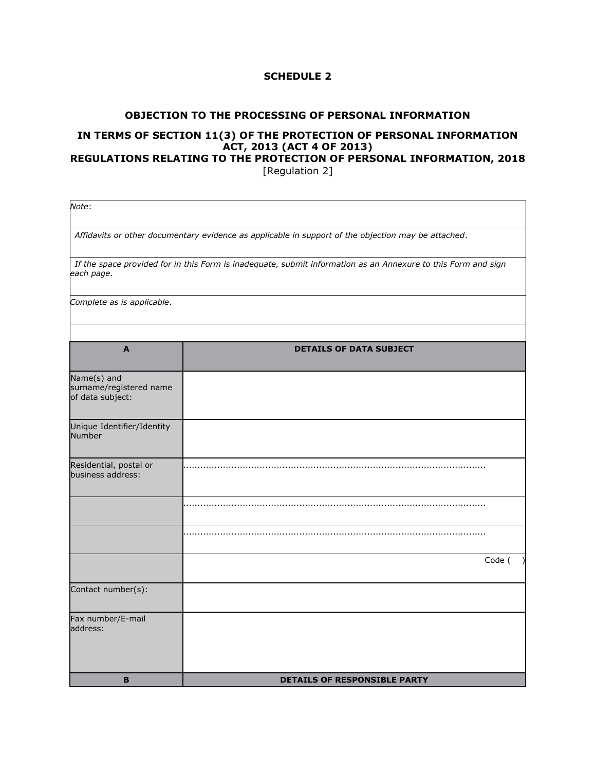**SCHEDULE 2**

**OBJECTION TO THE PROCESSING OF PERSONAL INFORMATION**

**IN TERMS OF SECTION 11(3) OF THE PROTECTION OF PERSONAL INFORMATION ACT, 2013 (ACT 4 OF 2013)**
**REGULATIONS RELATING TO THE PROTECTION OF PERSONAL INFORMATION, 2018**
[Regulation 2]

| *Note*: |
|---|
| *Affidavits or other documentary evidence as applicable in support of the objection may be attached*. |
| *If the space provided for in this Form is inadequate, submit information as an Annexure to this Form and sign each page*. |
| *Complete as is applicable*. |
| |

| **A** | **DETAILS OF DATA SUBJECT** |
|---|---|
| Name(s) and surname/registered name of data subject: | |
| Unique Identifier/Identity Number | |
| Residential, postal or business address: | .......................................................................................................... |
| | .......................................................................................................... |
| | .......................................................................................................... |
| | Code ( ) |
| Contact number(s): | |
| Fax number/E-mail address: | |
| **B** | **DETAILS OF RESPONSIBLE PARTY** |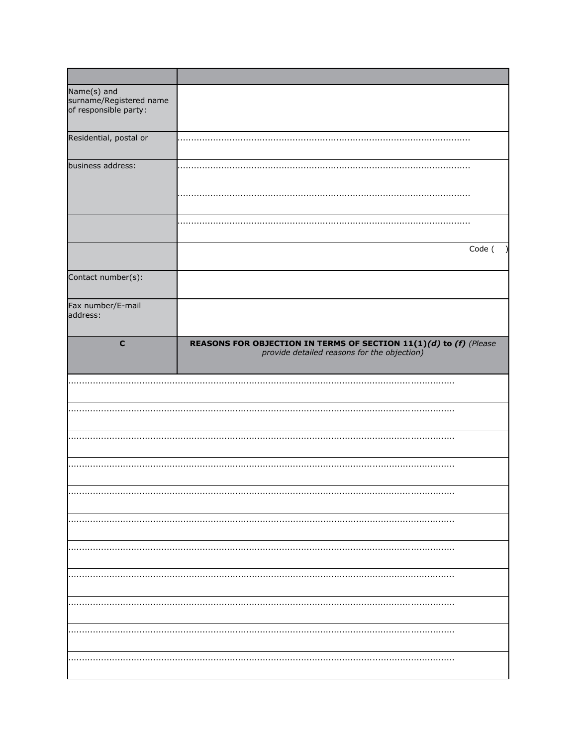| | |
|---|---|
| Name(s) and surname/Registered name of responsible party: | |
| Residential, postal or | ............................................................................................................ |
| business address: | ............................................................................................................ |
| | ............................................................................................................ |
| | ............................................................................................................ |
| | Code (     ) |
| Contact number(s): | |
| Fax number/E-mail address: | |
| **C** | **REASONS FOR OBJECTION IN TERMS OF SECTION 11(1)*(d)* to *(f)*** *(Please provide detailed reasons for the objection)* |

............................................................................................................................................

............................................................................................................................................

............................................................................................................................................

............................................................................................................................................

............................................................................................................................................

............................................................................................................................................

............................................................................................................................................

............................................................................................................................................

............................................................................................................................................

............................................................................................................................................

............................................................................................................................................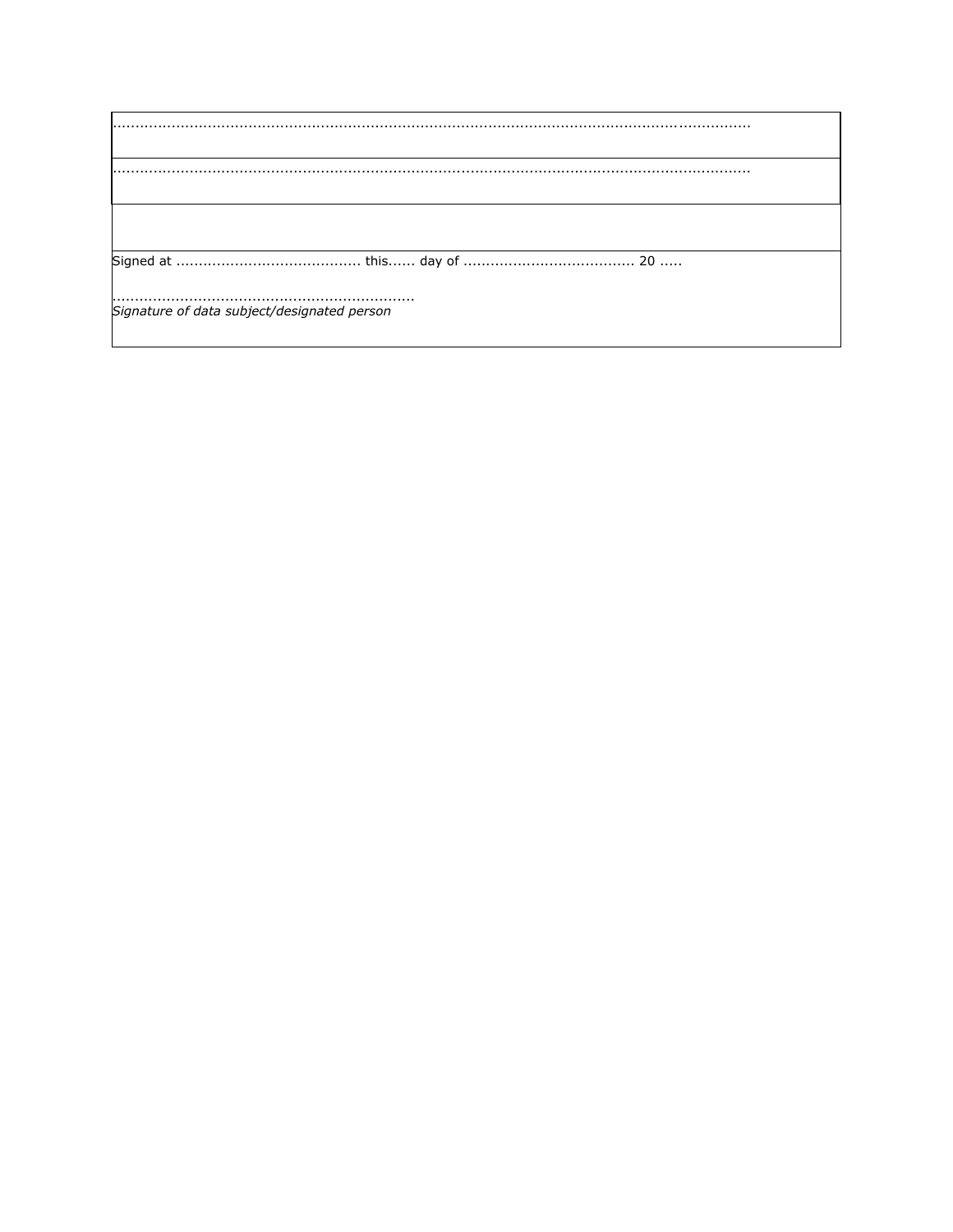| |
|---|
| ............................................................................................................................................ |
| ............................................................................................................................................ |
| |
| Signed at ......................................... this...... day of ...................................... 20 .....<br><br>...................................................................<br>*Signature of data subject/designated person* |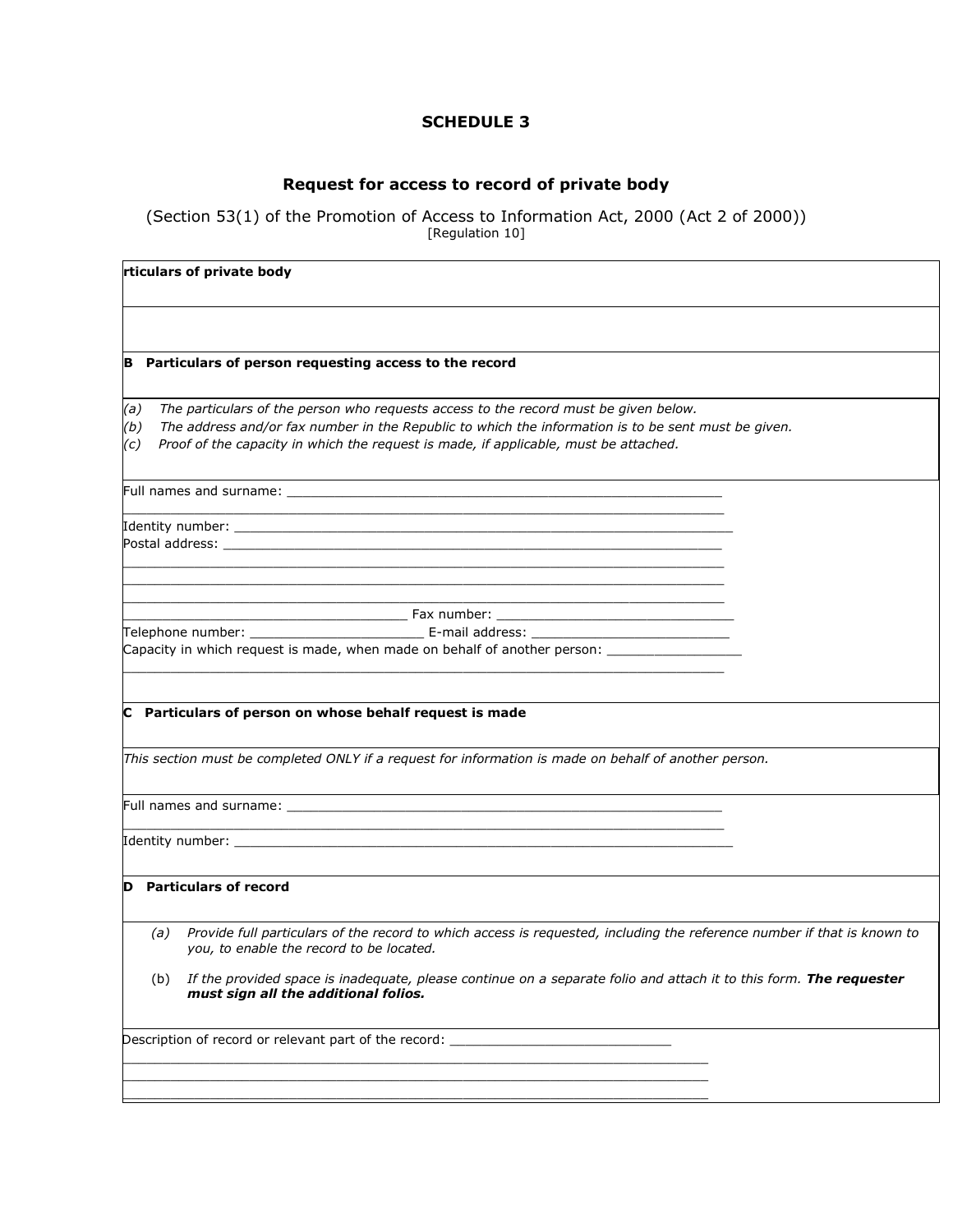## SCHEDULE 3

### Request for access to record of private body

(Section 53(1) of the Promotion of Access to Information Act, 2000 (Act 2 of 2000))
[Regulation 10]

**rticulars of private body**

**B Particulars of person requesting access to the record**

*(a) The particulars of the person who requests access to the record must be given below.*
*(b) The address and/or fax number in the Republic to which the information is to be sent must be given.*
*(c) Proof of the capacity in which the request is made, if applicable, must be attached.*

Full names and surname: ___________________________________________________________
_____________________________________________________________________________
Identity number: _______________________________________________________________
Postal address: ________________________________________________________________
_____________________________________________________________________________
_____________________________________________________________________________
_____________________________________________________________________________
____________________________________ Fax number: _________________________________
Telephone number: ______________________ E-mail address: __________________________
Capacity in which request is made, when made on behalf of another person: _________________
_____________________________________________________________________________

**C Particulars of person on whose behalf request is made**

*This section must be completed ONLY if a request for information is made on behalf of another person.*

Full names and surname: ___________________________________________________________
_____________________________________________________________________________
Identity number: _______________________________________________________________

**D Particulars of record**

(a) *Provide full particulars of the record to which access is requested, including the reference number if that is known to you, to enable the record to be located.*

(b) *If the provided space is inadequate, please continue on a separate folio and attach it to this form.* ***The requester must sign all the additional folios.***

Description of record or relevant part of the record: _____________________________
_____________________________________________________________________________
_____________________________________________________________________________
_____________________________________________________________________________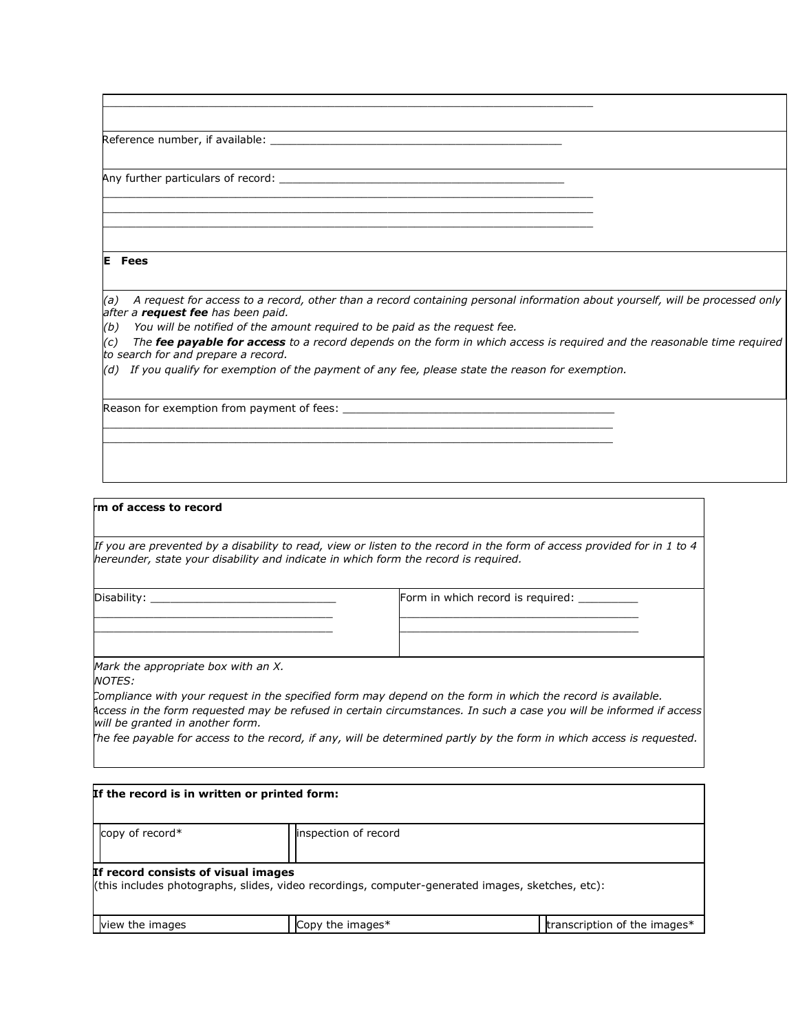______________________________________________________________________________

Reference number, if available: _______________________________________________

Any further particulars of record: ______________________________________________
______________________________________________________________________________
______________________________________________________________________________
______________________________________________________________________________

**E Fees**

*(a) A request for access to a record, other than a record containing personal information about yourself, will be processed only after a **request fee** has been paid.*

*(b) You will be notified of the amount required to be paid as the request fee.*

*(c) The **fee payable for access** to a record depends on the form in which access is required and the reasonable time required to search for and prepare a record.*

*(d) If you qualify for exemption of the payment of any fee, please state the reason for exemption.*

Reason for exemption from payment of fees: ___________________________________________
______________________________________________________________________________
______________________________________________________________________________

**rm of access to record**

*If you are prevented by a disability to read, view or listen to the record in the form of access provided for in 1 to 4 hereunder, state your disability and indicate in which form the record is required.*

| Disability: ______________________________ | Form in which record is required: _________ |
|---|---|
| ______________________________________ | ______________________________________ |
| ______________________________________ | ______________________________________ |

*Mark the appropriate box with an X.*

*NOTES:*

*Compliance with your request in the specified form may depend on the form in which the record is available.*

*Access in the form requested may be refused in certain circumstances. In such a case you will be informed if access will be granted in another form.*

*The fee payable for access to the record, if any, will be determined partly by the form in which access is requested.*

**If the record is in written or printed form:**

| copy of record* | inspection of record |
|---|---|

**If record consists of visual images**
(this includes photographs, slides, video recordings, computer-generated images, sketches, etc):

| view the images | Copy the images* | transcription of the images* |
|---|---|---|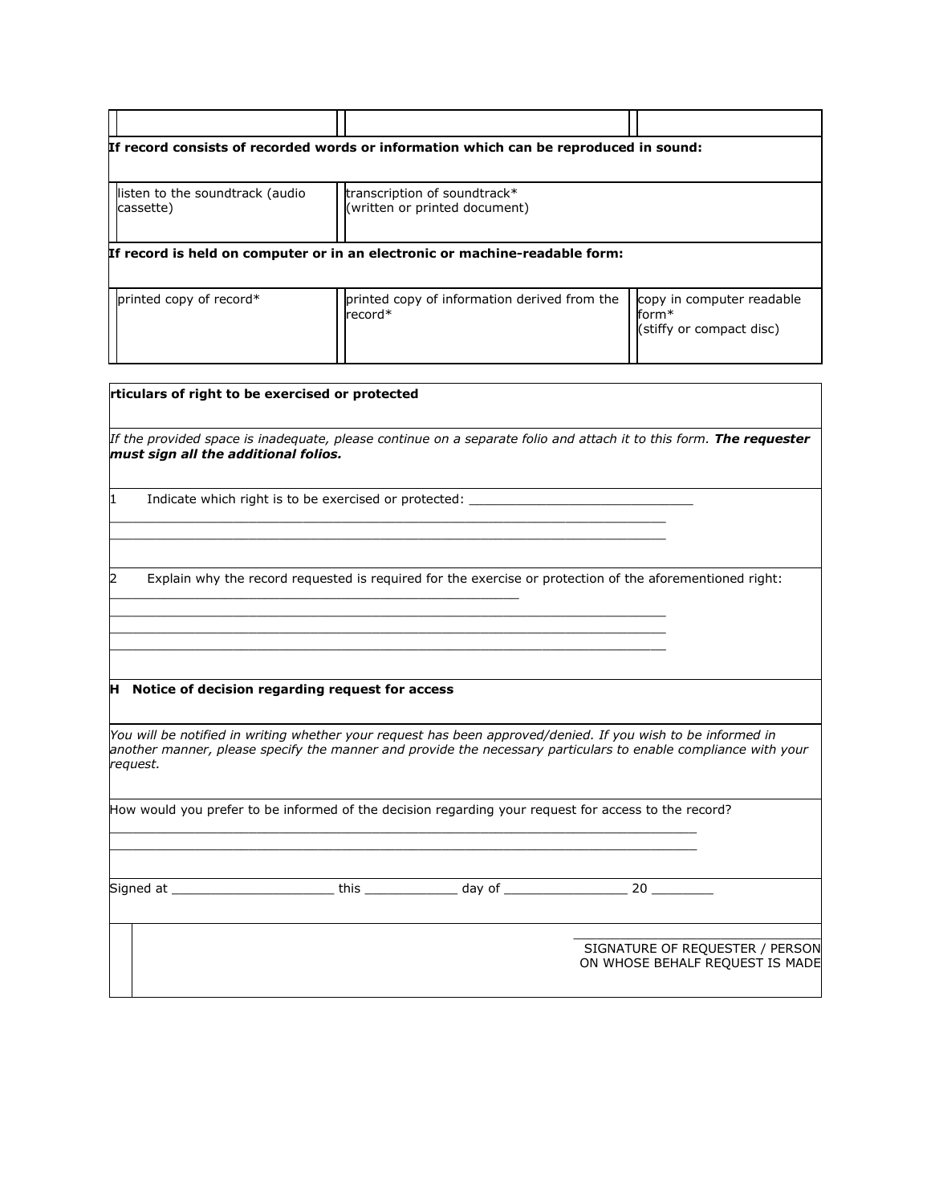| | | |
|---|---|---|
| **If record consists of recorded words or information which can be reproduced in sound:** | | |
| listen to the soundtrack (audio cassette) | transcription of soundtrack* (written or printed document) | |
| **If record is held on computer or in an electronic or machine-readable form:** | | |
| printed copy of record* | printed copy of information derived from the record* | copy in computer readable form* (stiffy or compact disc) |

**rticulars of right to be exercised or protected**

*If the provided space is inadequate, please continue on a separate folio and attach it to this form.* ***The requester must sign all the additional folios.***

1 Indicate which right is to be exercised or protected: ______________________________

___________________________________________________________________________

___________________________________________________________________________

2 Explain why the record requested is required for the exercise or protection of the aforementioned right:

_______________________________________________________

___________________________________________________________________________

___________________________________________________________________________

___________________________________________________________________________

**H Notice of decision regarding request for access**

*You will be notified in writing whether your request has been approved/denied. If you wish to be informed in another manner, please specify the manner and provide the necessary particulars to enable compliance with your request.*

How would you prefer to be informed of the decision regarding your request for access to the record?

_______________________________________________________________________________

_______________________________________________________________________________

Signed at _____________________ this ____________ day of ________________ 20 ________

_________________________________

SIGNATURE OF REQUESTER / PERSON ON WHOSE BEHALF REQUEST IS MADE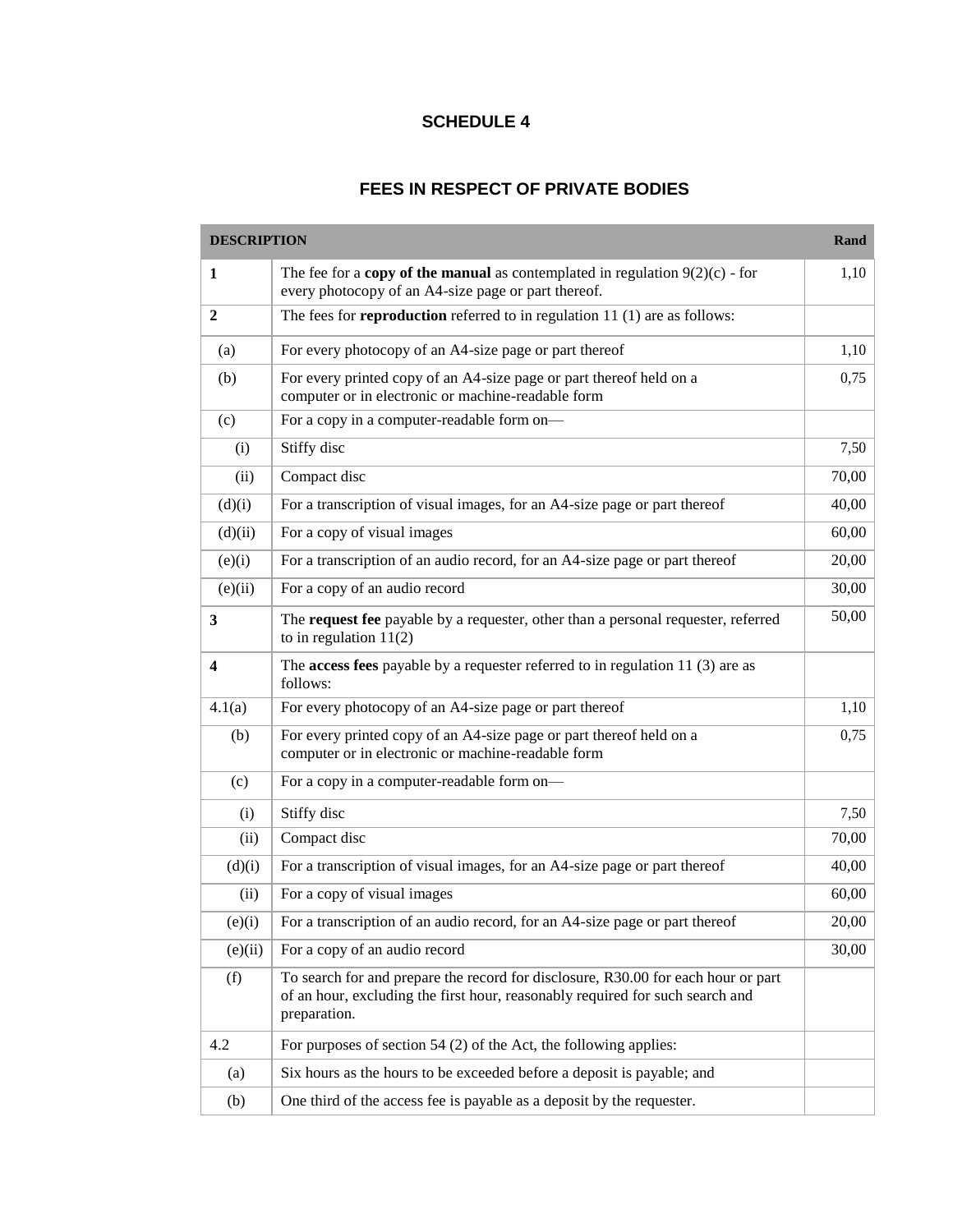## SCHEDULE 4

## FEES IN RESPECT OF PRIVATE BODIES

| DESCRIPTION | | Rand |
|---|---|---|
| **1** | The fee for a **copy of the manual** as contemplated in regulation 9(2)(c) - for every photocopy of an A4-size page or part thereof. | 1,10 |
| **2** | The fees for **reproduction** referred to in regulation 11 (1) are as follows: | |
| (a) | For every photocopy of an A4-size page or part thereof | 1,10 |
| (b) | For every printed copy of an A4-size page or part thereof held on a computer or in electronic or machine-readable form | 0,75 |
| (c) | For a copy in a computer-readable form on— | |
| (i) | Stiffy disc | 7,50 |
| (ii) | Compact disc | 70,00 |
| (d)(i) | For a transcription of visual images, for an A4-size page or part thereof | 40,00 |
| (d)(ii) | For a copy of visual images | 60,00 |
| (e)(i) | For a transcription of an audio record, for an A4-size page or part thereof | 20,00 |
| (e)(ii) | For a copy of an audio record | 30,00 |
| **3** | The **request fee** payable by a requester, other than a personal requester, referred to in regulation 11(2) | 50,00 |
| **4** | The **access fees** payable by a requester referred to in regulation 11 (3) are as follows: | |
| 4.1(a) | For every photocopy of an A4-size page or part thereof | 1,10 |
| (b) | For every printed copy of an A4-size page or part thereof held on a computer or in electronic or machine-readable form | 0,75 |
| (c) | For a copy in a computer-readable form on— | |
| (i) | Stiffy disc | 7,50 |
| (ii) | Compact disc | 70,00 |
| (d)(i) | For a transcription of visual images, for an A4-size page or part thereof | 40,00 |
| (ii) | For a copy of visual images | 60,00 |
| (e)(i) | For a transcription of an audio record, for an A4-size page or part thereof | 20,00 |
| (e)(ii) | For a copy of an audio record | 30,00 |
| (f) | To search for and prepare the record for disclosure, R30.00 for each hour or part of an hour, excluding the first hour, reasonably required for such search and preparation. | |
| 4.2 | For purposes of section 54 (2) of the Act, the following applies: | |
| (a) | Six hours as the hours to be exceeded before a deposit is payable; and | |
| (b) | One third of the access fee is payable as a deposit by the requester. | |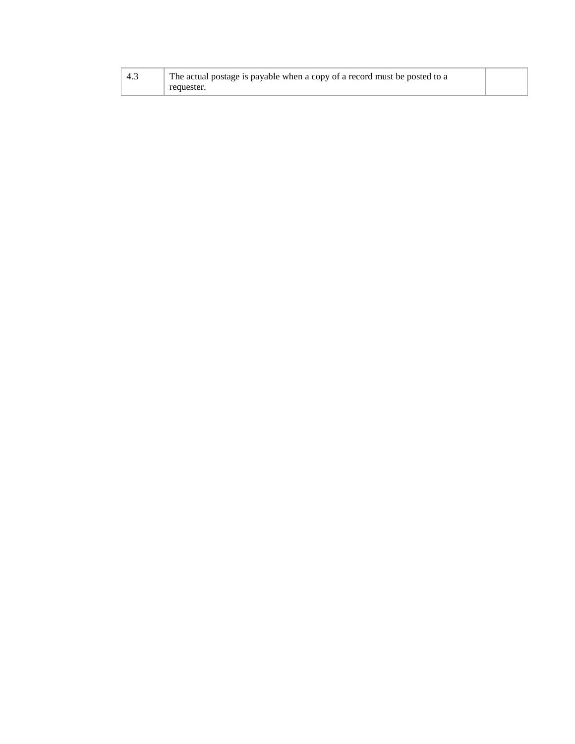| | | |
|---|---|---|
| 4.3 | The actual postage is payable when a copy of a record must be posted to a requester. | |